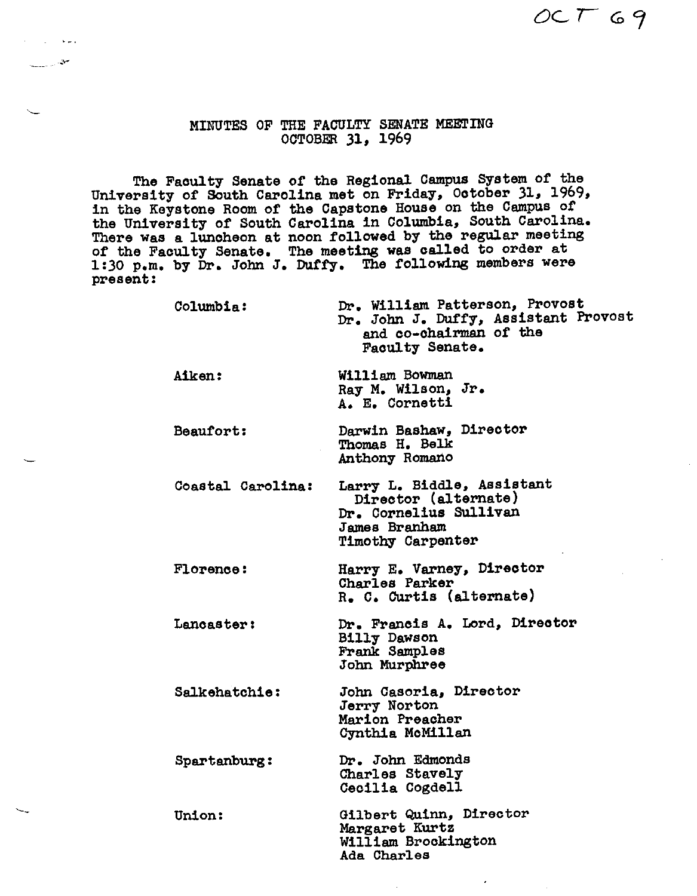OCT 69

# MINUTES OF THE FACULTY SENATE MEETING
## OCTOBER 31, 1969

The Faculty Senate of the Regional Campus System of the University of South Carolina met on Friday, October 31, 1969, in the Keystone Room of the Capstone House on the Campus of the University of South Carolina in Columbia, South Carolina. There was a luncheon at noon followed by the regular meeting of the Faculty Senate. The meeting was called to order at 1:30 p.m. by Dr. John J. Duffy. The following members were present:

| | |
|---|---|
| Columbia: | Dr. William Patterson, Provost<br>Dr. John J. Duffy, Assistant Provost and co-chairman of the Faculty Senate. |
| Aiken: | William Bowman<br>Ray M. Wilson, Jr.<br>A. E. Cornetti |
| Beaufort: | Darwin Bashaw, Director<br>Thomas H. Belk<br>Anthony Romano |
| Coastal Carolina: | Larry L. Biddle, Assistant Director (alternate)<br>Dr. Cornelius Sullivan<br>James Branham<br>Timothy Carpenter |
| Florence: | Harry E. Varney, Director<br>Charles Parker<br>R. C. Curtis (alternate) |
| Lancaster: | Dr. Francis A. Lord, Director<br>Billy Dawson<br>Frank Samples<br>John Murphree |
| Salkehatchie: | John Casoria, Director<br>Jerry Norton<br>Marion Preacher<br>Cynthia McMillan |
| Spartanburg: | Dr. John Edmonds<br>Charles Stavely<br>Cecilia Cogdell |
| Union: | Gilbert Quinn, Director<br>Margaret Kurtz<br>William Brockington<br>Ada Charles |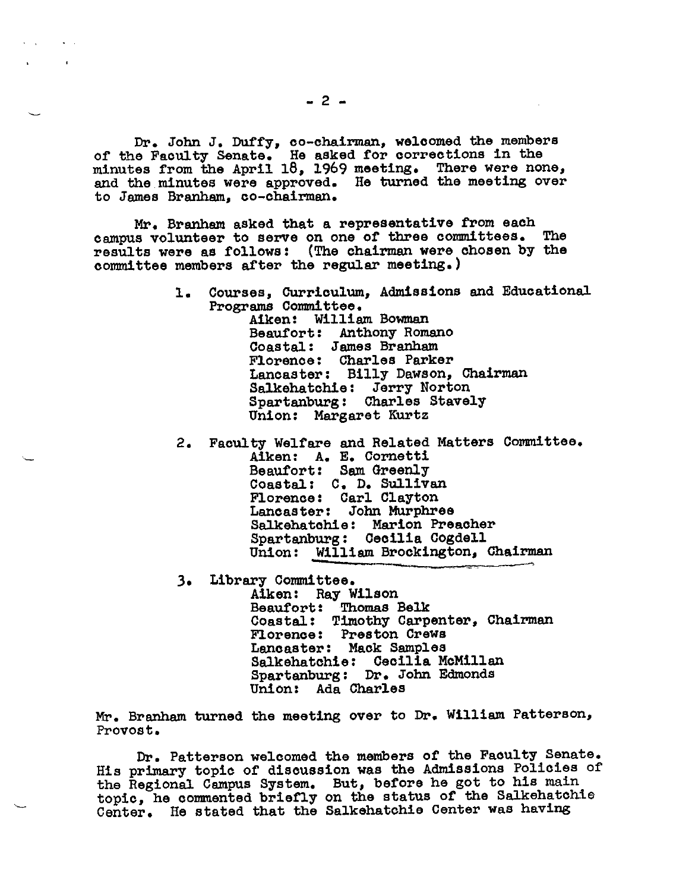Dr. John J. Duffy, co-chairman, welcomed the members of the Faculty Senate. He asked for corrections in the minutes from the April 18, 1969 meeting. There were none, and the minutes were approved. He turned the meeting over to James Branham, co-chairman.

Mr. Branham asked that a representative from each campus volunteer to serve on one of three committees. The results were as follows: (The chairman were chosen by the committee members after the regular meeting.)

1. Courses, Curriculum, Admissions and Educational Programs Committee.
   - Aiken: William Bowman
   - Beaufort: Anthony Romano
   - Coastal: James Branham
   - Florence: Charles Parker
   - Lancaster: Billy Dawson, Chairman
   - Salkehatchie: Jerry Norton
   - Spartanburg: Charles Stavely
   - Union: Margaret Kurtz

2. Faculty Welfare and Related Matters Committee.
   - Aiken: A. E. Cornetti
   - Beaufort: Sam Greenly
   - Coastal: C. D. Sullivan
   - Florence: Carl Clayton
   - Lancaster: John Murphree
   - Salkehatchie: Marion Preacher
   - Spartanburg: Cecilia Cogdell
   - Union: William Brockington, Chairman

3. Library Committee.
   - Aiken: Ray Wilson
   - Beaufort: Thomas Belk
   - Coastal: Timothy Carpenter, Chairman
   - Florence: Preston Crews
   - Lancaster: Mack Samples
   - Salkehatchie: Cecilia McMillan
   - Spartanburg: Dr. John Edmonds
   - Union: Ada Charles

Mr. Branham turned the meeting over to Dr. William Patterson, Provost.

Dr. Patterson welcomed the members of the Faculty Senate. His primary topic of discussion was the Admissions Policies of the Regional Campus System. But, before he got to his main topic, he commented briefly on the status of the Salkehatchie Center. He stated that the Salkehatchie Center was having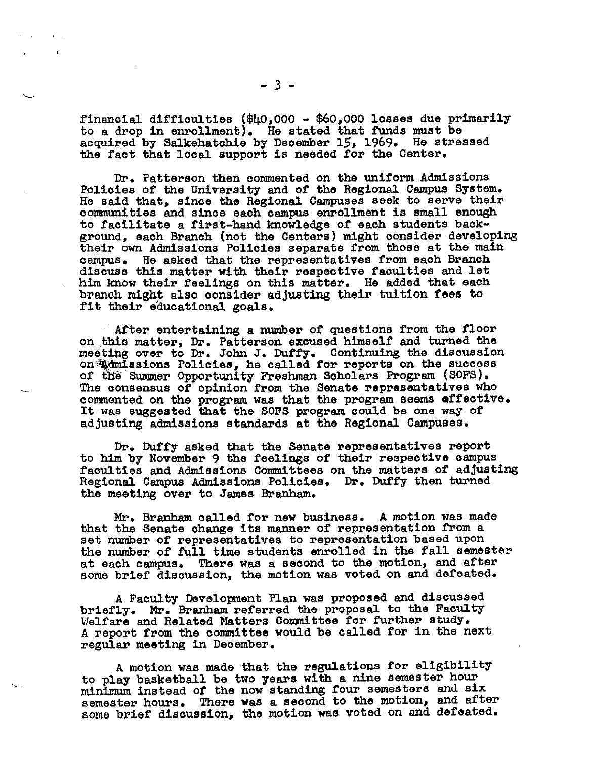financial difficulties ($40,000 - $60,000 losses due primarily to a drop in enrollment). He stated that funds must be acquired by Salkehatchie by December 15, 1969. He stressed the fact that local support is needed for the Center.

Dr. Patterson then commented on the uniform Admissions Policies of the University and of the Regional Campus System. He said that, since the Regional Campuses seek to serve their communities and since each campus enrollment is small enough to facilitate a first-hand knowledge of each students background, each Branch (not the Centers) might consider developing their own Admissions Policies separate from those at the main campus. He asked that the representatives from each Branch discuss this matter with their respective faculties and let him know their feelings on this matter. He added that each branch might also consider adjusting their tuition fees to fit their educational goals.

After entertaining a number of questions from the floor on this matter, Dr. Patterson excused himself and turned the meeting over to Dr. John J. Duffy. Continuing the discussion on Admissions Policies, he called for reports on the success of the Summer Opportunity Freshman Scholars Program (SOFS). The consensus of opinion from the Senate representatives who commented on the program was that the program seems effective. It was suggested that the SOFS program could be one way of adjusting admissions standards at the Regional Campuses.

Dr. Duffy asked that the Senate representatives report to him by November 9 the feelings of their respective campus faculties and Admissions Committees on the matters of adjusting Regional Campus Admissions Policies. Dr. Duffy then turned the meeting over to James Branham.

Mr. Branham called for new business. A motion was made that the Senate change its manner of representation from a set number of representatives to representation based upon the number of full time students enrolled in the fall semester at each campus. There was a second to the motion, and after some brief discussion, the motion was voted on and defeated.

A Faculty Development Plan was proposed and discussed briefly. Mr. Branham referred the proposal to the Faculty Welfare and Related Matters Committee for further study. A report from the committee would be called for in the next regular meeting in December.

A motion was made that the regulations for eligibility to play basketball be two years with a nine semester hour minimum instead of the now standing four semesters and six semester hours. There was a second to the motion, and after some brief discussion, the motion was voted on and defeated.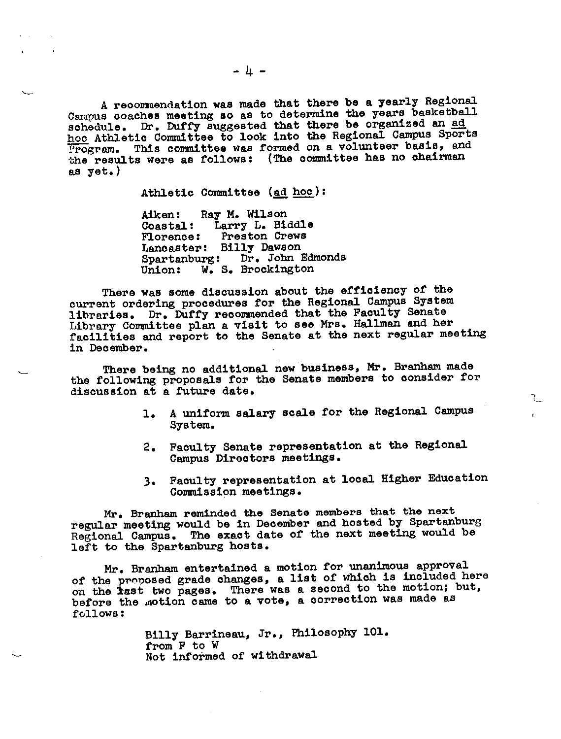A recommendation was made that there be a yearly Regional Campus coaches meeting so as to determine the years basketball schedule. Dr. Duffy suggested that there be organized an *ad hoc* Athletic Committee to look into the Regional Campus Sports Program. This committee was formed on a volunteer basis, and the results were as follows: (The committee has no chairman as yet.)

Athletic Committee (*ad hoc*):

Aiken: Ray M. Wilson
Coastal: Larry L. Biddle
Florence: Preston Crews
Lancaster: Billy Dawson
Spartanburg: Dr. John Edmonds
Union: W. S. Brockington

There was some discussion about the efficiency of the current ordering procedures for the Regional Campus System libraries. Dr. Duffy recommended that the Faculty Senate Library Committee plan a visit to see Mrs. Hallman and her facilities and report to the Senate at the next regular meeting in December.

There being no additional new business, Mr. Branham made the following proposals for the Senate members to consider for discussion at a future date.

1. A uniform salary scale for the Regional Campus System.
2. Faculty Senate representation at the Regional Campus Directors meetings.
3. Faculty representation at local Higher Education Commission meetings.

Mr. Branham reminded the Senate members that the next regular meeting would be in December and hosted by Spartanburg Regional Campus. The exact date of the next meeting would be left to the Spartanburg hosts.

Mr. Branham entertained a motion for unanimous approval of the proposed grade changes, a list of which is included here on the last two pages. There was a second to the motion; but, before the motion came to a vote, a correction was made as follows:

Billy Barrineau, Jr., Philosophy 101.
from F to W
Not informed of withdrawal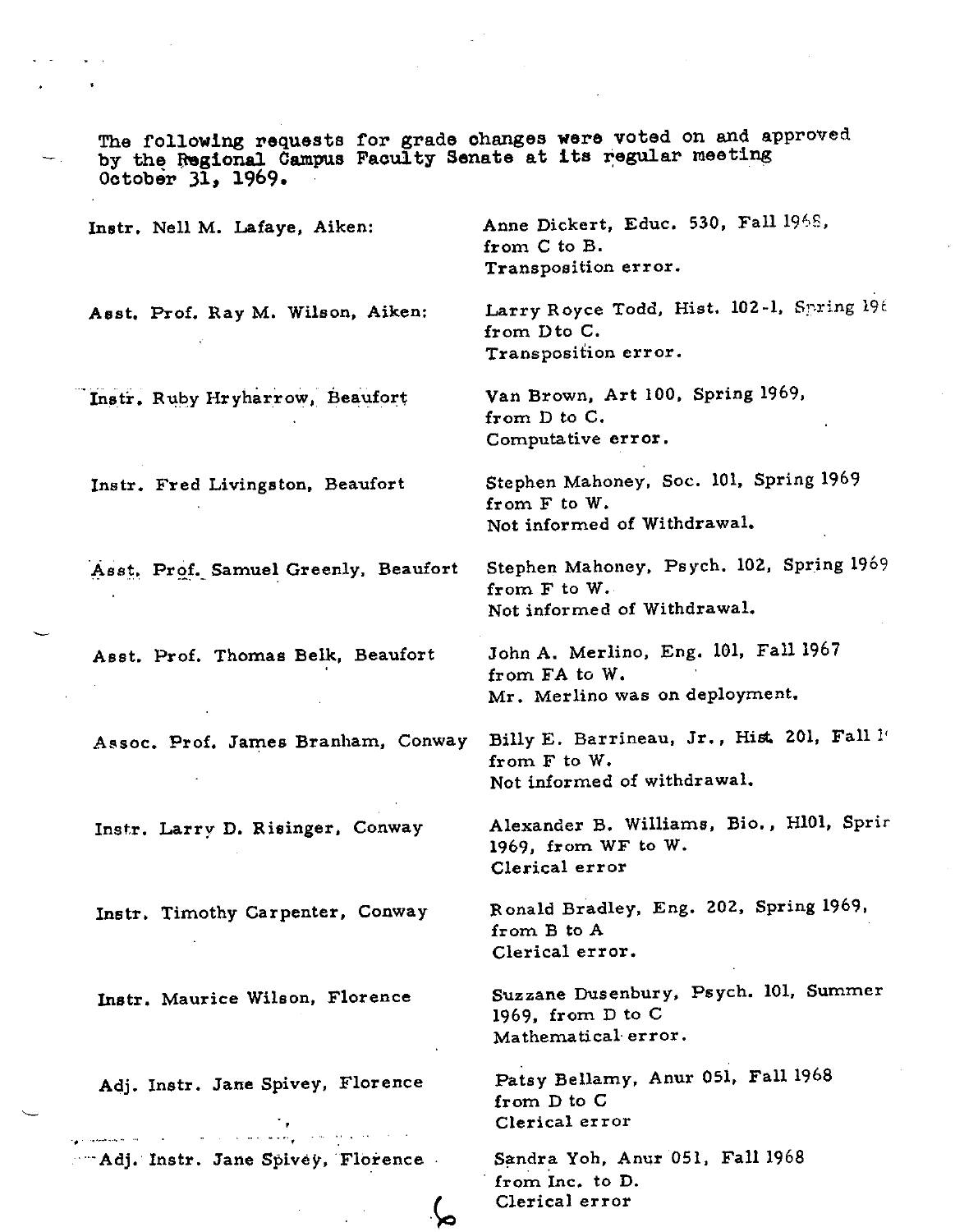The following requests for grade changes were voted on and approved by the Regional Campus Faculty Senate at its regular meeting October 31, 1969.

| | |
|---|---|
| Instr. Nell M. Lafaye, Aiken: | Anne Dickert, Educ. 530, Fall 1968, from C to B. Transposition error. |
| Asst. Prof. Ray M. Wilson, Aiken: | Larry Royce Todd, Hist. 102-1, Spring 196 from D to C. Transposition error. |
| Instr. Ruby Hryharrow, Beaufort | Van Brown, Art 100, Spring 1969, from D to C. Computative error. |
| Instr. Fred Livingston, Beaufort | Stephen Mahoney, Soc. 101, Spring 1969 from F to W. Not informed of Withdrawal. |
| Asst. Prof. Samuel Greenly, Beaufort | Stephen Mahoney, Psych. 102, Spring 1969 from F to W. Not informed of Withdrawal. |
| Asst. Prof. Thomas Belk, Beaufort | John A. Merlino, Eng. 101, Fall 1967 from FA to W. Mr. Merlino was on deployment. |
| Assoc. Prof. James Branham, Conway | Billy E. Barrineau, Jr., Hist. 201, Fall 1 from F to W. Not informed of withdrawal. |
| Instr. Larry D. Risinger, Conway | Alexander B. Williams, Bio., H101, Sprir 1969, from WF to W. Clerical error |
| Instr. Timothy Carpenter, Conway | Ronald Bradley, Eng. 202, Spring 1969, from B to A Clerical error. |
| Instr. Maurice Wilson, Florence | Suzzane Dusenbury, Psych. 101, Summer 1969, from D to C Mathematical error. |
| Adj. Instr. Jane Spivey, Florence | Patsy Bellamy, Anur 051, Fall 1968 from D to C Clerical error |
| Adj. Instr. Jane Spivey, Florence | Sandra Yoh, Anur 051, Fall 1968 from Inc. to D. Clerical error |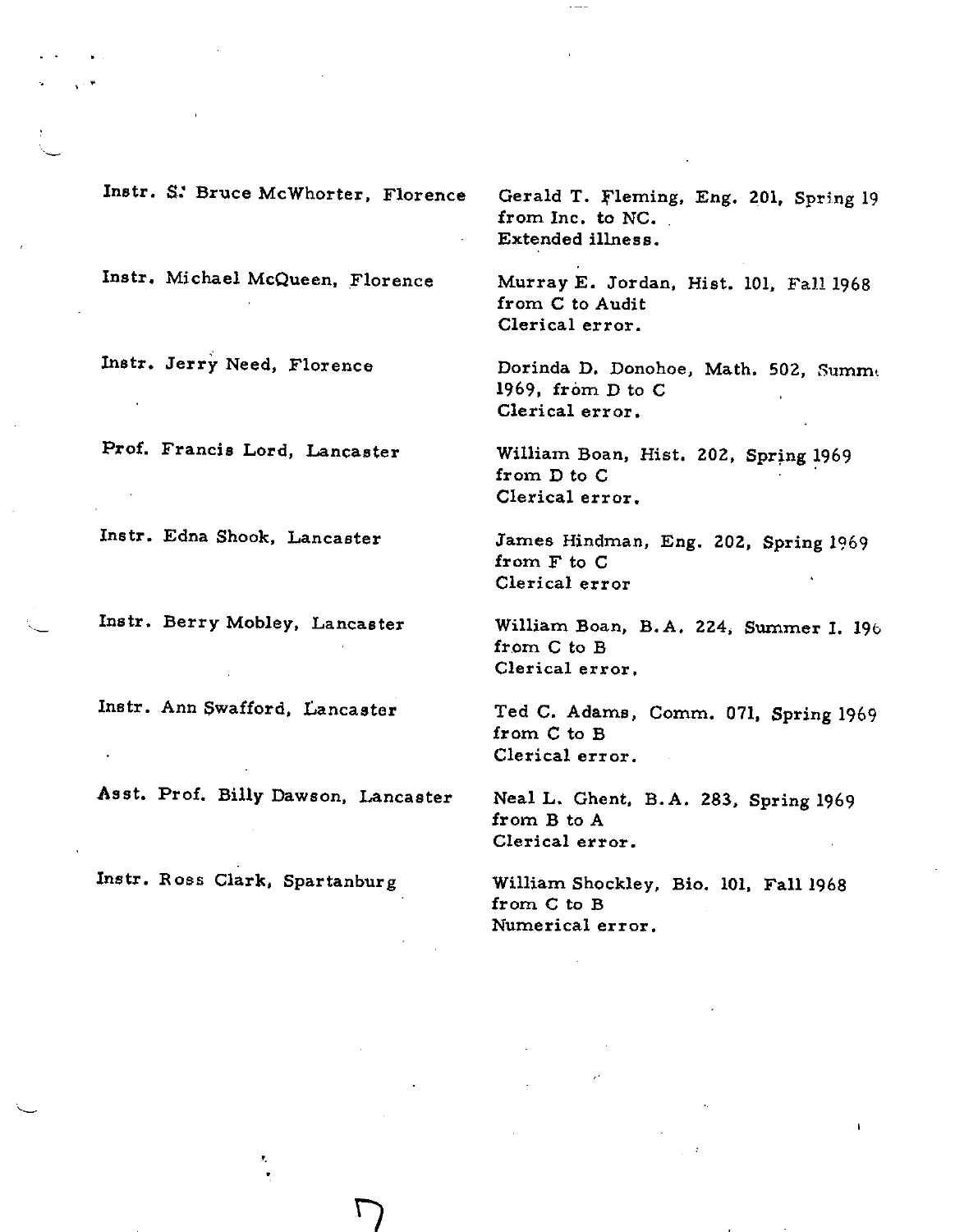| | |
|---|---|
| Instr. S. Bruce McWhorter, Florence | Gerald T. Fleming, Eng. 201, Spring 19 from Inc. to NC. Extended illness. |
| Instr. Michael McQueen, Florence | Murray E. Jordan, Hist. 101, Fall 1968 from C to Audit Clerical error. |
| Instr. Jerry Need, Florence | Dorinda D. Donohoe, Math. 502, Summ 1969, from D to C Clerical error. |
| Prof. Francis Lord, Lancaster | William Boan, Hist. 202, Spring 1969 from D to C Clerical error. |
| Instr. Edna Shook, Lancaster | James Hindman, Eng. 202, Spring 1969 from F to C Clerical error |
| Instr. Berry Mobley, Lancaster | William Boan, B.A. 224, Summer I. 196 from C to B Clerical error. |
| Instr. Ann Swafford, Lancaster | Ted C. Adams, Comm. 071, Spring 1969 from C to B Clerical error. |
| Asst. Prof. Billy Dawson, Lancaster | Neal L. Ghent, B.A. 283, Spring 1969 from B to A Clerical error. |
| Instr. Ross Clark, Spartanburg | William Shockley, Bio. 101, Fall 1968 from C to B Numerical error. |